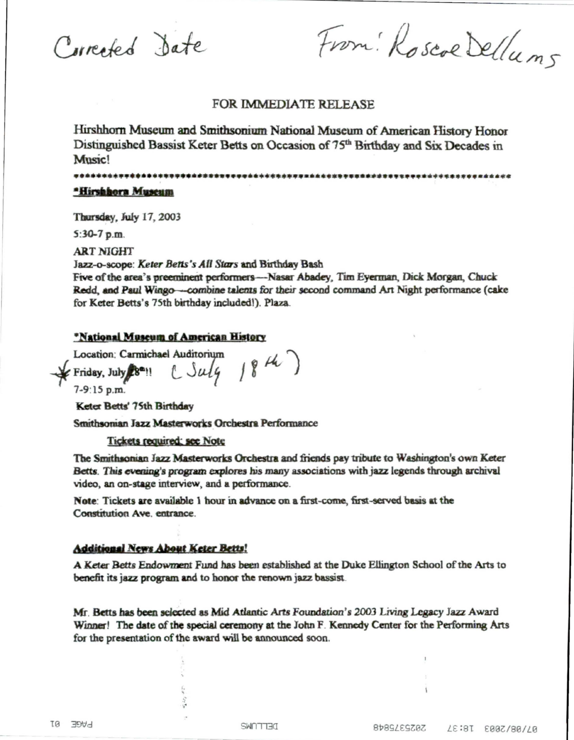Corrected Date

From: Roscoe Dellums

FOR IMMEDIATE RELEASE

Hirshhorn Museum and Smithsonium National Museum of American History Honor Distinguished Bassist Keter Betts on Occasion of 75th Birthday and Six Decades in Music!

*******************************************************************************

**\*Hirshhorn Museum**

Thursday, July 17, 2003

5:30-7 p.m.

ART NIGHT

Jazz-o-scope: *Keter Betts's All Stars* and Birthday Bash

Five of the area's preeminent performers—Nasar Abadey, Tim Eyerman, Dick Morgan, Chuck Redd, and Paul Wingo—combine talents for their second command Art Night performance (cake for Keter Betts's 75th birthday included!). Plaza.

**\*National Museum of American History**

Location: Carmichael Auditorium

Friday, July 18th!! (July 18th)

7-9:15 p.m.

Keter Betts' 75th Birthday

Smithsonian Jazz Masterworks Orchestra Performance

Tickets required: see Note

The Smithsonian Jazz Masterworks Orchestra and friends pay tribute to Washington's own Keter Betts. This evening's program explores his many associations with jazz legends through archival video, an on-stage interview, and a performance.

Note: Tickets are available 1 hour in advance on a first-come, first-served basis at the Constitution Ave. entrance.

**Additional News About Keter Betts!**

A Keter Betts Endowment Fund has been established at the Duke Ellington School of the Arts to benefit its jazz program and to honor the renown jazz bassist.

Mr. Betts has been selected as Mid Atlantic Arts Foundation's 2003 Living Legacy Jazz Award Winner! The date of the special ceremony at the John F. Kennedy Center for the Performing Arts for the presentation of the award will be announced soon.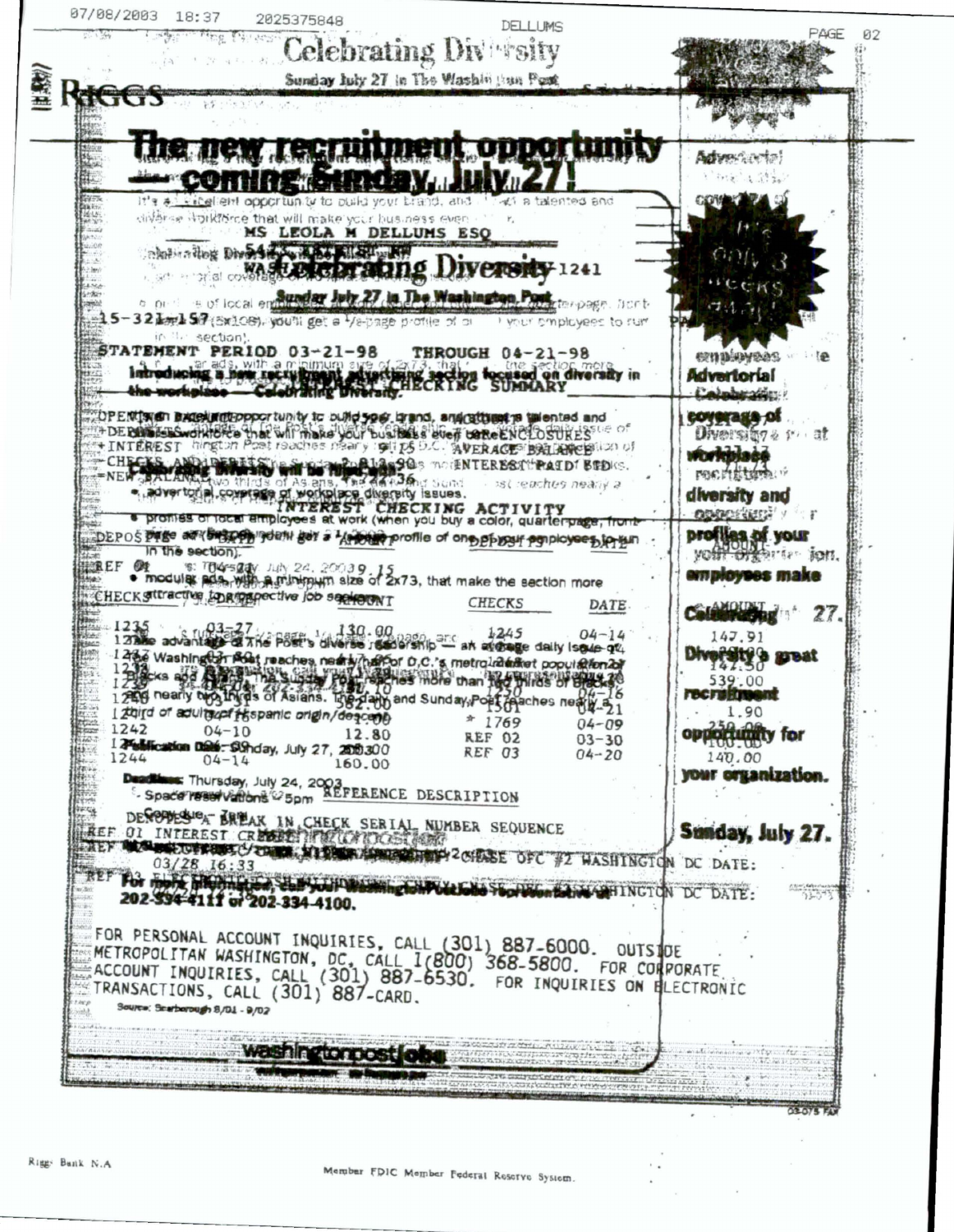# Celebrating Diversity

Sunday July 27 in The Washington Post

RIGGS

## The new recruitment opportunity — coming Sunday, July 27!

It's an excellent opportunity to build your brand, and attract a talented and diverse workforce that will make your business even ...

MS LEOLA M DELLUMS ESQ

WASHINGTON

**Celebrating Diversity**

**Sunday July 27 in The Washington Post**

15-321-157 (5x10B) ... you'll get a 1/4-page profile of ... your employees to run in the section).

STATEMENT PERIOD 03-21-98 THROUGH 04-21-98

**Introducing a new recruitment advertising section focused on diversity in the workplace — Celebrating Diversity.**

INTEREST CHECKING SUMMARY

OPENING BALANCE
+DEPOSITS
+INTEREST
-CHECKS AND DEBITS
=NEW BALANCE

ENCLOSURES 15
AVERAGE BALANCE
INTEREST PAID YTD

- Advertorial coverage of workplace diversity issues.
- promise of local employees at work (when you buy a color, quarter-page, front-page ad in the section, you'll get a 1/4-page profile of one of your employees to run in the section).
- modular ads, with a minimum size of 2x73, that make the section more attractive to prospective job seekers.

INTEREST CHECKING ACTIVITY

| DEPOSITS | AMOUNT | DATE |
|---|---|---|
| REF 01 | 9.15 | 04-21 |

| CHECKS | DATE | AMOUNT | CHECKS | DATE | AMOUNT |
|---|---|---|---|---|---|
| 1235 | 03-27 | 130.00 | 1245 | 04-14 | 147.91 |
| | | | | | 147.50 |
| | | | | | 539.00 |
| | | | | 04-16 | 1.90 |
| | | 582.00 | 1501 | 04-21 | 250.00 |
| | | | * 1769 | 04-09 | 100.00 |
| 1242 | 04-10 | 12.80 | REF 02 | 03-30 | |
| 1244 | 04-14 | 160.00 | REF 03 | 04-20 | 140.00 |

Take advantage of The Post's diverse readership — an average daily issue of The Washington Post reaches nearly half of D.C.'s metro market population and ... Blacks and ... The Sunday Post reaches more than two thirds of Blacks and nearly two thirds of Asians. The daily and Sunday Post reaches nearly a third of adults of Hispanic origin/descent.

**Publication Date:** Sunday, July 27, 2003

**Deadlines:** Thursday, July 24, 2003
- Space reservations @ 5pm
- Copy due

REFERENCE DESCRIPTION

\* DENOTES A BREAK IN CHECK SERIAL NUMBER SEQUENCE

REF 01 INTEREST CREDIT

REF 02 ... CHASE OFC #2 WASHINGTON DC DATE: 03/28 16:33

REF 03 ... WASHINGTON DC DATE:

**For more information, call your Washington Post Jobs representative at 202-334-4111 or 202-334-4100.**

FOR PERSONAL ACCOUNT INQUIRIES, CALL (301) 887-6000. OUTSIDE METROPOLITAN WASHINGTON, DC, CALL 1(800) 368-5800. FOR CORPORATE ACCOUNT INQUIRIES, CALL (301) 887-6530. FOR INQUIRIES ON ELECTRONIC TRANSACTIONS, CALL (301) 887-CARD.

Source: Scarborough 8/01 - 9/02

washingtonpostjobs

**Advertorial coverage of workplace diversity and profiles of your employees make Celebrating Diversity a great recruitment opportunity for your organization.**

It's only 3 weeks away!

**Sunday, July 27.**

Riggs Bank N.A.

Member FDIC Member Federal Reserve System.